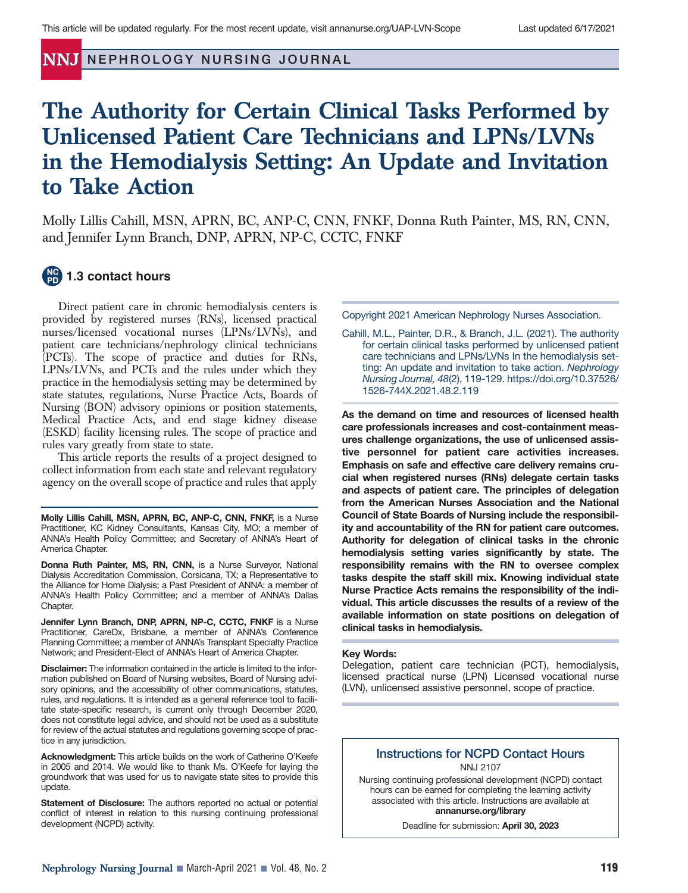This article will be updated regularly. For the most recent update, visit annanurse.org/UAP-LVN-Scope

Last updated 6/17/2021

# The Authority for Certain Clinical Tasks Performed by Unlicensed Patient Care Technicians and LPNs/LVNs in the Hemodialysis Setting: An Update and Invitation to Take Action

Molly Lillis Cahill, MSN, APRN, BC, ANP-C, CNN, FNKF, Donna Ruth Painter, MS, RN, CNN, and Jennifer Lynn Branch, DNP, APRN, NP-C, CCTC, FNKF

**1.3 contact hours**

Copyright 2021 American Nephrology Nurses Association.

Cahill, M.L., Painter, D.R., & Branch, J.L. (2021). The authority for certain clinical tasks performed by unlicensed patient care technicians and LPNs/LVNs In the hemodialysis setting: An update and invitation to take action. *Nephrology Nursing Journal, 48*(2), 119-129. https://doi.org/10.37526/1526-744X.2021.48.2.119

**As the demand on time and resources of licensed health care professionals increases and cost-containment measures challenge organizations, the use of unlicensed assistive personnel for patient care activities increases. Emphasis on safe and effective care delivery remains crucial when registered nurses (RNs) delegate certain tasks and aspects of patient care. The principles of delegation from the American Nurses Association and the National Council of State Boards of Nursing include the responsibility and accountability of the RN for patient care outcomes. Authority for delegation of clinical tasks in the chronic hemodialysis setting varies significantly by state. The responsibility remains with the RN to oversee complex tasks despite the staff skill mix. Knowing individual state Nurse Practice Acts remains the responsibility of the individual. This article discusses the results of a review of the available information on state positions on delegation of clinical tasks in hemodialysis.**

**Key Words:**
Delegation, patient care technician (PCT), hemodialysis, licensed practical nurse (LPN) Licensed vocational nurse (LVN), unlicensed assistive personnel, scope of practice.

Direct patient care in chronic hemodialysis centers is provided by registered nurses (RNs), licensed practical nurses/licensed vocational nurses (LPNs/LVNs), and patient care technicians/nephrology clinical technicians (PCTs). The scope of practice and duties for RNs, LPNs/LVNs, and PCTs and the rules under which they practice in the hemodialysis setting may be determined by state statutes, regulations, Nurse Practice Acts, Boards of Nursing (BON) advisory opinions or position statements, Medical Practice Acts, and end stage kidney disease (ESKD) facility licensing rules. The scope of practice and rules vary greatly from state to state.

This article reports the results of a project designed to collect information from each state and relevant regulatory agency on the overall scope of practice and rules that apply

**Molly Lillis Cahill, MSN, APRN, BC, ANP-C, CNN, FNKF,** is a Nurse Practitioner, KC Kidney Consultants, Kansas City, MO; a member of ANNA's Health Policy Committee; and Secretary of ANNA's Heart of America Chapter.

**Donna Ruth Painter, MS, RN, CNN,** is a Nurse Surveyor, National Dialysis Accreditation Commission, Corsicana, TX; a Representative to the Alliance for Home Dialysis; a Past President of ANNA; a member of ANNA's Health Policy Committee; and a member of ANNA's Dallas Chapter.

**Jennifer Lynn Branch, DNP, APRN, NP-C, CCTC, FNKF** is a Nurse Practitioner, CareDx, Brisbane, a member of ANNA's Conference Planning Committee; a member of ANNA's Transplant Specialty Practice Network; and President-Elect of ANNA's Heart of America Chapter.

**Disclaimer:** The information contained in the article is limited to the information published on Board of Nursing websites, Board of Nursing advisory opinions, and the accessibility of other communications, statutes, rules, and regulations. It is intended as a general reference tool to facilitate state-specific research, is current only through December 2020, does not constitute legal advice, and should not be used as a substitute for review of the actual statutes and regulations governing scope of practice in any jurisdiction.

**Acknowledgment:** This article builds on the work of Catherine O'Keefe in 2005 and 2014. We would like to thank Ms. O'Keefe for laying the groundwork that was used for us to navigate state sites to provide this update.

**Statement of Disclosure:** The authors reported no actual or potential conflict of interest in relation to this nursing continuing professional development (NCPD) activity.

### Instructions for NCPD Contact Hours

NNJ 2107

Nursing continuing professional development (NCPD) contact hours can be earned for completing the learning activity associated with this article. Instructions are available at **annanurse.org/library**

Deadline for submission: **April 30, 2023**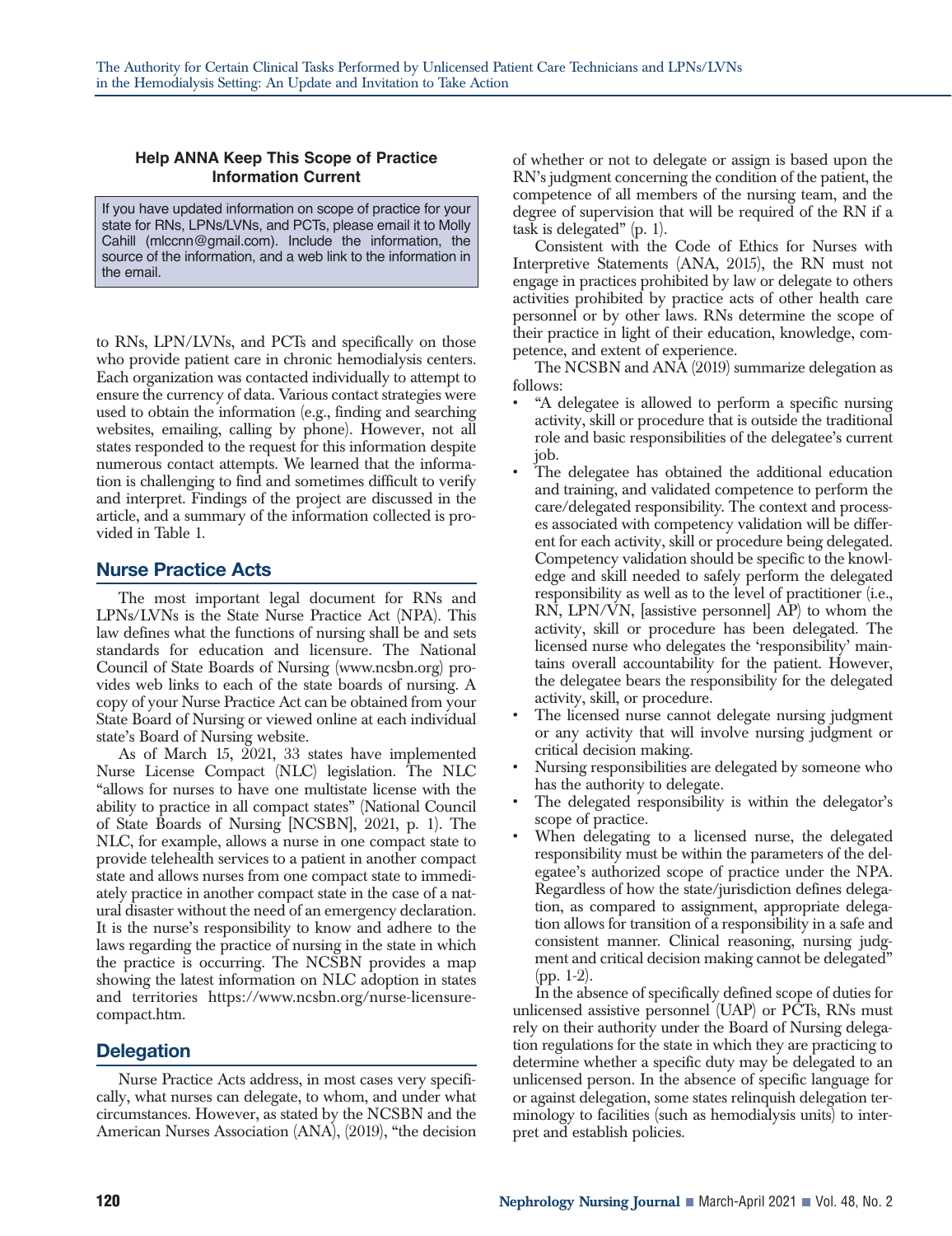**Help ANNA Keep This Scope of Practice Information Current**

If you have updated information on scope of practice for your state for RNs, LPNs/LVNs, and PCTs, please email it to Molly Cahill (mlccnn@gmail.com). Include the information, the source of the information, and a web link to the information in the email.

to RNs, LPN/LVNs, and PCTs and specifically on those who provide patient care in chronic hemodialysis centers. Each organization was contacted individually to attempt to ensure the currency of data. Various contact strategies were used to obtain the information (e.g., finding and searching websites, emailing, calling by phone). However, not all states responded to the request for this information despite numerous contact attempts. We learned that the information is challenging to find and sometimes difficult to verify and interpret. Findings of the project are discussed in the article, and a summary of the information collected is provided in Table 1.

## Nurse Practice Acts

The most important legal document for RNs and LPNs/LVNs is the State Nurse Practice Act (NPA). This law defines what the functions of nursing shall be and sets standards for education and licensure. The National Council of State Boards of Nursing (www.ncsbn.org) provides web links to each of the state boards of nursing. A copy of your Nurse Practice Act can be obtained from your State Board of Nursing or viewed online at each individual state's Board of Nursing website.

As of March 15, 2021, 33 states have implemented Nurse License Compact (NLC) legislation. The NLC "allows for nurses to have one multistate license with the ability to practice in all compact states" (National Council of State Boards of Nursing [NCSBN], 2021, p. 1). The NLC, for example, allows a nurse in one compact state to provide telehealth services to a patient in another compact state and allows nurses from one compact state to immediately practice in another compact state in the case of a natural disaster without the need of an emergency declaration. It is the nurse's responsibility to know and adhere to the laws regarding the practice of nursing in the state in which the practice is occurring. The NCSBN provides a map showing the latest information on NLC adoption in states and territories https://www.ncsbn.org/nurse-licensure-compact.htm.

## Delegation

Nurse Practice Acts address, in most cases very specifically, what nurses can delegate, to whom, and under what circumstances. However, as stated by the NCSBN and the American Nurses Association (ANA), (2019), "the decision of whether or not to delegate or assign is based upon the RN's judgment concerning the condition of the patient, the competence of all members of the nursing team, and the degree of supervision that will be required of the RN if a task is delegated" (p. 1).

Consistent with the Code of Ethics for Nurses with Interpretive Statements (ANA, 2015), the RN must not engage in practices prohibited by law or delegate to others activities prohibited by practice acts of other health care personnel or by other laws. RNs determine the scope of their practice in light of their education, knowledge, competence, and extent of experience.

The NCSBN and ANA (2019) summarize delegation as follows:

- "A delegatee is allowed to perform a specific nursing activity, skill or procedure that is outside the traditional role and basic responsibilities of the delegatee's current job.
- The delegatee has obtained the additional education and training, and validated competence to perform the care/delegated responsibility. The context and processes associated with competency validation will be different for each activity, skill or procedure being delegated. Competency validation should be specific to the knowledge and skill needed to safely perform the delegated responsibility as well as to the level of practitioner (i.e., RN, LPN/VN, [assistive personnel] AP) to whom the activity, skill or procedure has been delegated. The licensed nurse who delegates the 'responsibility' maintains overall accountability for the patient. However, the delegatee bears the responsibility for the delegated activity, skill, or procedure.
- The licensed nurse cannot delegate nursing judgment or any activity that will involve nursing judgment or critical decision making.
- Nursing responsibilities are delegated by someone who has the authority to delegate.
- The delegated responsibility is within the delegator's scope of practice.
- When delegating to a licensed nurse, the delegated responsibility must be within the parameters of the delegatee's authorized scope of practice under the NPA. Regardless of how the state/jurisdiction defines delegation, as compared to assignment, appropriate delegation allows for transition of a responsibility in a safe and consistent manner. Clinical reasoning, nursing judgment and critical decision making cannot be delegated" (pp. 1-2).

In the absence of specifically defined scope of duties for unlicensed assistive personnel (UAP) or PCTs, RNs must rely on their authority under the Board of Nursing delegation regulations for the state in which they are practicing to determine whether a specific duty may be delegated to an unlicensed person. In the absence of specific language for or against delegation, some states relinquish delegation terminology to facilities (such as hemodialysis units) to interpret and establish policies.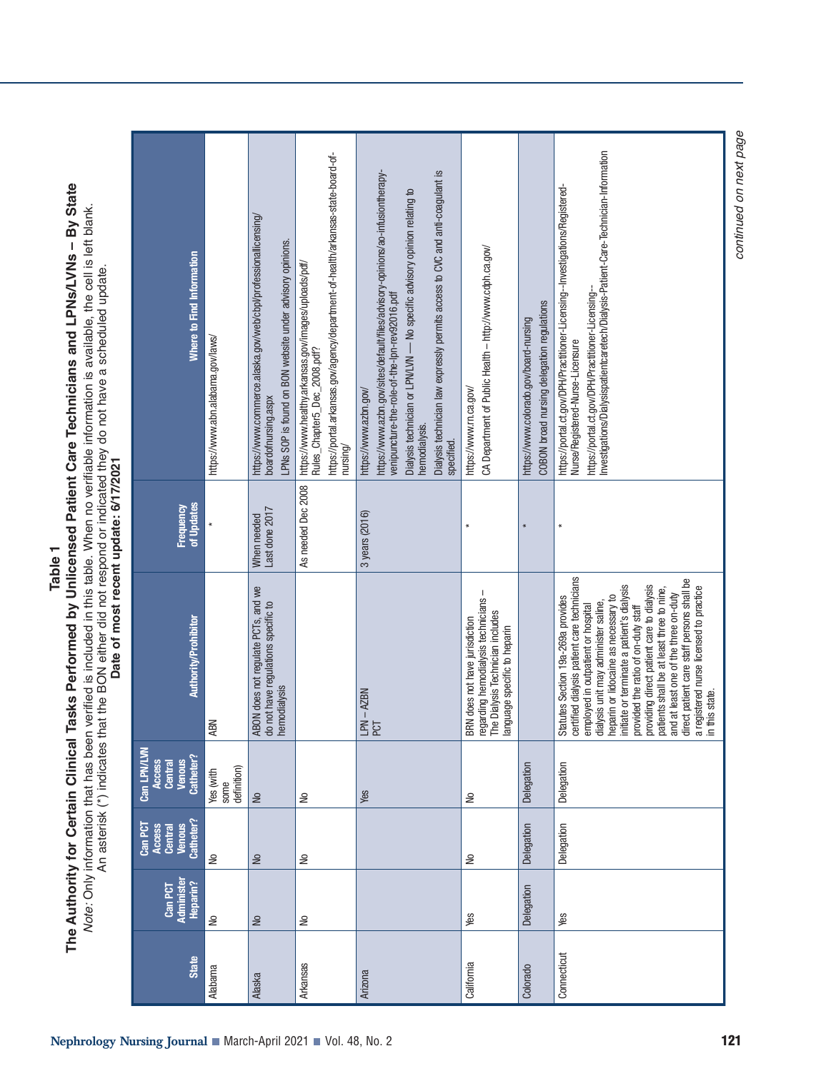**Table 1**

**The Authority for Certain Clinical Tasks Performed by Unlicensed Patient Care Technicians and LPNs/LVNs – By State**

*Note:* Only information that has been verified is included in this table. When no verifiable information is available, the cell is left blank. An asterisk (*) indicates that the BON either did not respond or indicated they do not have a scheduled update.

**Date of most recent update: 6/17/2021**

| State | Can PCT Administer Heparin? | Can PCT Access Central Venous Catheter? | Can LPN/LVN Access Central Venous Catheter? | Authority/Prohibitor | Frequency of Updates | Where to Find Information |
|---|---|---|---|---|---|---|
| Alabama | No | No | Yes (with some definition) | ABN | * | https://www.abn.alabama.gov/laws/ |
| Alaska | No | No | No | ABON does not regulate PCTs, and we do not have regulations specific to hemodialysis | When needed Last done 2017 | https://www.commerce.alaska.gov/web/cbpl/professionallicensing/boardofnursing.aspx<br>LPNs SOP is found on BON website under advisory opinions. |
| Arkansas | No | No | No | | As needed Dec 2008 | https://www.healthy.arkansas.gov/images/uploads/pdf/Rules_Chapter5_Dec_2008.pdf?<br>https://portal.arkansas.gov/agency/department-of-health/arkansas-state-board-of-nursing/ |
| Arizona | | | Yes | LPN – AZBN<br>PCT | 3 years (2016) | https://www.azbn.gov/<br>https://www.azbn.gov/sites/default/files/advisory-opinions/ao-infusiontherapy-venipuncture-the-role-of-the-lpn-rev92016.pdf<br>Dialysis technician or LPN/LVN — No specific advisory opinion relating to hemodialysis.<br>Dialysis technician law expressly permits access to CVC and anti-coagulant is specified. |
| California | Yes | No | No | BRN does not have jurisdiction regarding hemodialysis technicians – The Dialysis Technician includes language specific to heparin | * | https://www.rn.ca.gov/<br>CA Department of Public Health – http://www.cdph.ca.gov/ |
| Colorado | Delegation | Delegation | Delegation | | * | https://www.colorado.gov/board-nursing<br>COBON broad nursing delegation regulations |
| Connecticut | Yes | Delegation | Delegation | Statutes Section 19a-269a provides certified dialysis patient care technicians employed in outpatient or hospital dialysis unit may administer saline, heparin or lidocaine as necessary to initiate or terminate a patient's dialysis provided the ratio of on-duty staff providing direct patient care to dialysis patients shall be at least three to nine, and at least one of the three on-duty direct patient care staff persons shall be a registered nurse licensed to practice in this state. | * | https://portal.ct.gov/DPH/Practitioner-Licensing--Investigations/Registered-Nurse/Registered-Nurse-Licensure<br>https://portal.ct.gov/DPH/Practitioner-Licensing--Investigations/Dialysispatientcaretech/Dialysis-Patient-Care-Technician-Information |

*continued on next page*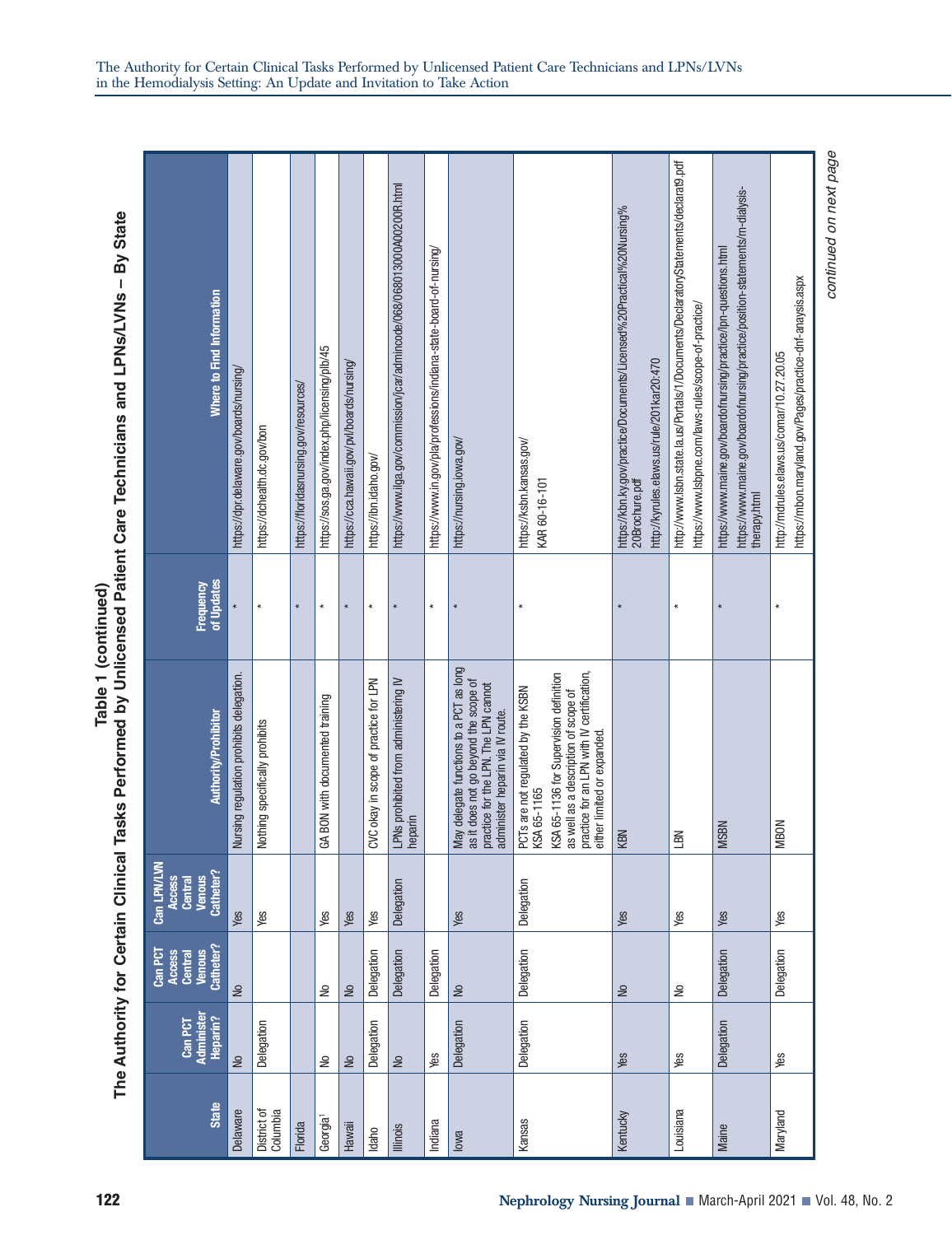**Table 1 (continued)**
**The Authority for Certain Clinical Tasks Performed by Unlicensed Patient Care Technicians and LPNs/LVNs – By State**

| State | Can PCT Administer Heparin? | Can PCT Access Central Venous Catheter? | Can LPN/LVN Access Central Venous Catheter? | Authority/Prohibitor | Frequency of Updates | Where to Find Information |
|---|---|---|---|---|---|---|
| Delaware | No | No | Yes | Nursing regulation prohibits delegation. | * | https://dpr.delaware.gov/boards/nursing/ |
| District of Columbia | Delegation | | Yes | Nothing specifically prohibits | * | https://dchealth.dc.gov/bon |
| Florida | | | | | * | https://floridasnursing.gov/resources/ |
| Georgia[1] | No | No | Yes | GA BON with documented training | * | https://sos.ga.gov/index.php/licensing/plb/45 |
| Hawaii | No | No | Yes | | * | https://cca.hawaii.gov/pvl/boards/nursing/ |
| Idaho | Delegation | Delegation | Yes | CVC okay in scope of practice for LPN | * | https://ibn.idaho.gov/ |
| Illinois | No | Delegation | Delegation | LPNs prohibited from administering IV heparin | * | https://www.ilga.gov/commission/jcar/admincode/068/068013000A00200R.html |
| Indiana | Yes | Delegation | | | * | https://www.in.gov/pla/professions/indiana-state-board-of-nursing/ |
| Iowa | Delegation | No | Yes | May delegate functions to a PCT as long as it does not go beyond the scope of practice for the LPN. The LPN cannot administer heparin via IV route. | * | https://nursing.iowa.gov/ |
| Kansas | Delegation | Delegation | Delegation | PCTs are not regulated by the KSBN KSA 65-1165<br>KSA 65-1136 for Supervision definition as well as a description of scope of practice for an LPN with IV certification, either limited or expanded. | * | https://ksbn.kansas.gov/<br>KAR 60-16-101 |
| Kentucky | Yes | No | Yes | KBN | * | https://kbn.ky.gov/practice/Documents/Licensed%20Practical%20Nursing%20Brochure.pdf<br>http://kyrules.elaws.us/rule/201kar20:470 |
| Louisiana | Yes | No | Yes | LBN | * | http://www.lsbn.state.la.us/Portals/1/Documents/DeclaratoryStatements/declarat9.pdf<br>https://www.lsbpne.com/laws-rules/scope-of-practice/ |
| Maine | Delegation | Delegation | Yes | MSBN | * | https://www.maine.gov/boardofnursing/practice/lpn-questions.html<br>https://www.maine.gov/boardofnursing/practice/position-statements/rn-dialysis-therapy.html |
| Maryland | Yes | Delegation | Yes | MBON | * | http://mdrules.elaws.us/comar/10.27.20.05<br>https://mbon.maryland.gov/Pages/practice-dnf-anaysis.aspx |

*continued on next page*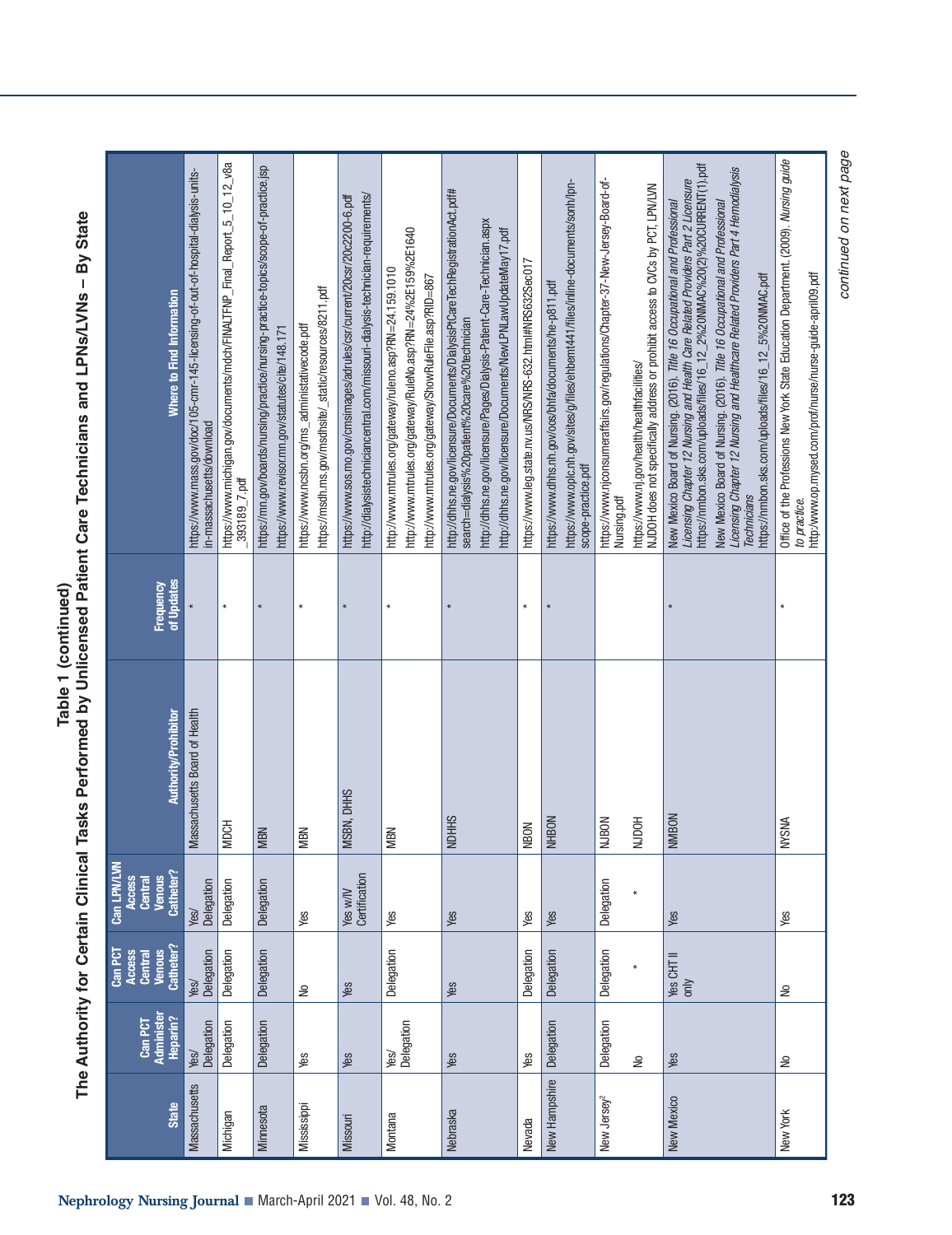**Table 1 (continued)**
**The Authority for Certain Clinical Tasks Performed by Unlicensed Patient Care Technicians and LPNs/LVNs – By State**

| State | Can PCT Administer Heparin? | Can PCT Access Central Venous Catheter? | Can LPN/LVN Access Central Venous Catheter? | Authority/Prohibitor | Frequency of Updates | Where to Find Information |
|---|---|---|---|---|---|---|
| Massachusetts | Yes/ Delegation | Yes/ Delegation | Yes/ Delegation | Massachusetts Board of Health | * | https://www.mass.gov/doc/105-cmr-145-licensing-of-out-of-hospital-dialysis-units-in-massachusetts/download |
| Michigan | Delegation | Delegation | Delegation | MDCH | * | https://www.michigan.gov/documents/mdch/FINALTFNP_Final_Report_5_10_12_v8a_393189_7.pdf |
| Minnesota | Delegation | Delegation | Delegation | MBN | * | https://mn.gov/boards/nursing/practice/nursing-practice-topics/scope-of-practice.jsp<br>https://www.revisor.mn.gov/statutes/cite/148.171 |
| Mississippi | Yes | No | Yes | MBN | * | https://www.ncsbn.org/ms_administativecode.pdf<br>https://msdh.ms.gov/msdhsite/_static/resources/8211.pdf |
| Missouri | Yes | Yes | Yes w/IV Certification | MSBN, DHHS | * | https://www.sos.mo.gov/cmsimages/adrules/csr/current/20csr/20c2200-6.pdf<br>http://dialysistechniciancentral.com/missouri-dialysis-technician-requirements/ |
| Montana | Yes/ Delegation | Delegation | Yes | MBN | * | http://www.mtrules.org/gateway/ruleno.asp?RN=24.159.1010<br>http://www.mtrules.org/gateway/RuleNo.asp?RN=24%2E159%2E1640<br>http://www.mtrules.org/gateway/ShowRuleFile.asp?RID=867 |
| Nebraska | Yes | Yes | Yes | NDHHS | * | http://dhhs.ne.gov/licensure/Documents/DialysisPtCareTechRegistrationAct.pdf#search=dialysis%20patient%20care%20technician<br>http://dhhs.ne.gov/licensure/Pages/Dialysis-Patient-Care-Technician.aspx<br>http://dhhs.ne.gov/licensure/Documents/NewLPNLawUpdateMay17.pdf |
| Nevada | Yes | Delegation | Yes | NBON | * | https://www.leg.state.nv.us/NRS/NRS-632.html#NRS632Sec017 |
| New Hampshire | Delegation | Delegation | Yes | NHBON | * | https://www.dhhs.nh.gov/oos/bhfa/documents/he-p811.pdf<br>https://www.oplc.nh.gov/sites/g/files/ehbemt441/files/inline-documents/sonh/lpn-scope-practice.pdf |
| New Jersey[2] | Delegation<br><br>No | Delegation<br><br>* | Delegation<br><br>* | NJBON<br><br>NJDOH | | https://www.njconsumeraffairs.gov/regulations/Chapter-37-New-Jersey-Board-of-Nursing.pdf<br>https://www.nj.gov/health/healthfacilities/<br>NJDOH does not specifically address or prohibit access to CVCs by PCT, LPN/LVN |
| New Mexico | Yes | Yes CHT II only | Yes | NMBON | * | New Mexico Board of Nursing. (2016). *Title 16 Occupational and Professional Licensing Chapter 12 Nursing and Health Care Related Providers Part 2 Licensure*<br>https://nmbon.sks.com/uploads/files/16_12_2%20NMAC%20(2)%20CURRENT(1).pdf<br>New Mexico Board of Nursing. (2016). *Title 16 Occupational and Professional Licensing Chapter 12 Nursing and Healthcare Related Providers Part 4 Hemodialysis Technicians*<br>https://nmbon.sks.com/uploads/files/16_12_5%20NMAC.pdf |
| New York | No | No | Yes | NYSNA | * | Office of the Professions New York State Education Department. (2009). *Nursing guide to practice.*<br>http://www.op.nysed.com/prof/nurse/nurse-guide-april09.pdf |

*continued on next page*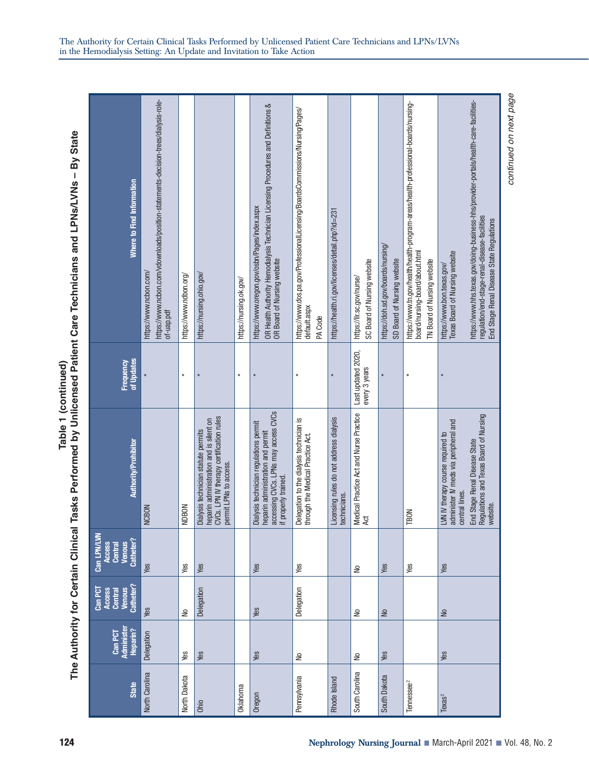**Table 1 (continued)**

**The Authority for Certain Clinical Tasks Performed by Unlicensed Patient Care Technicians and LPNs/LVNs – By State**

| State | Can PCT Administer Heparin? | Can PCT Access Central Venous Catheter? | Can LPN/LVN Access Central Venous Catheter? | Authority/Prohibitor | Frequency of Updates | Where to Find Information |
|---|---|---|---|---|---|---|
| North Carolina | Delegation | Yes | Yes | NCBON | * | https://www.ncbon.com/<br>https://www.ncbon.com/vdownloads/position-statements-decision-trees/dialysis-role-of-uap.pdf |
| North Dakota | Yes | No | Yes | NDBON | * | https://www.ndbon.org/ |
| Ohio | Yes | Delegation | Yes | Dialysis technician statute permits heparin administration and is silent on CVCs. LPN IV therapy certification rules permit LPNs to access. | * | https://nursing.ohio.gov/ |
| Oklahoma | | | | | * | https://nursing.ok.gov/ |
| Oregon | Yes | Yes | Yes | Dialysis technician regulations permit heparin administration and permit accessing CVCs. LPNs may access CVCs if properly trained. | * | https://www.oregon.gov/osbn/Pages/index.aspx<br>OR Health Authority Hemodialysis Technician Licensing Procedures and Definitions & OR Board of Nursing website |
| Pennsylvania | No | Delegation | Yes | Delegation to the dialysis technician is through the Medical Practice Act. | * | https://www.dos.pa.gov/ProfessionalLicensing/BoardsCommissions/Nursing/Pages/default.aspx<br>PA Code |
| Rhode Island | | | | Licensing rules do not address dialysis technicians. | * | https://health.ri.gov/licenses/detail.php?id=231 |
| South Carolina | No | No | No | Medical Practice Act and Nurse Practice Act | Last updated 2020, every 3 years | https://llr.sc.gov/nurse/<br>SC Board of Nursing website |
| South Dakota | Yes | No | Yes | | * | https://doh.sd.gov/boards/nursing/<br>SD Board of Nursing website |
| Tennessee[2] | | | Yes | TBON | * | https://www.tn.gov/health/health-program-areas/health-professional-boards/nursing-board/nursing-board/about.html<br>TN Board of Nursing website |
| Texas[2] | Yes | No | Yes | LVN IV therapy course required to administer IV meds via peripheral and central lines.<br>End Stage Renal Disease State Regulations and Texas Board of Nursing website. | * | https://www.bon.texas.gov/<br>Texas Board of Nursing website<br>https://www.hhs.texas.gov/doing-business-hhs/provider-portals/health-care-facilities-regulation/end-stage-renal-disease-facilities<br>End Stage Renal Disease State Regulations |

*continued on next page*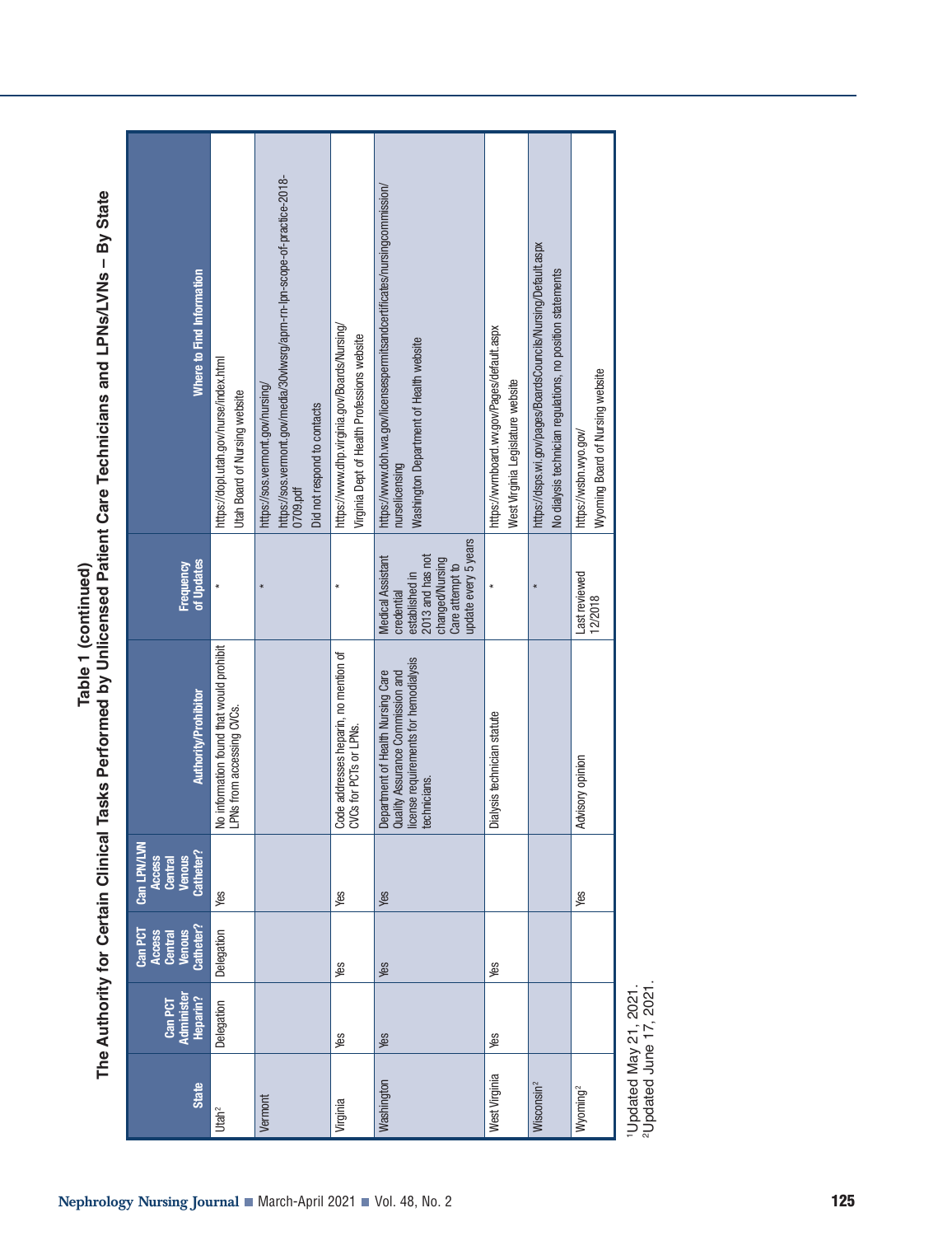## Table 1 (continued)

## The Authority for Certain Clinical Tasks Performed by Unlicensed Patient Care Technicians and LPNs/LVNs – By State

| State | Can PCT Administer Heparin? | Can PCT Access Central Venous Catheter? | Can LPN/LVN Access Central Venous Catheter? | Authority/Prohibitor | Frequency of Updates | Where to Find Information |
|---|---|---|---|---|---|---|
| Utah[2] | Delegation | Delegation | Yes | No information found that would prohibit LPNs from accessing CVCs. | * | https://dopl.utah.gov/nurse/index.html<br>Utah Board of Nursing website |
| Vermont | | | | | * | https://sos.vermont.gov/nursing/<br>https://sos.vermont.gov/media/30vlwsrg/aprn-rn-lpn-scope-of-practice-2018-0709.pdf<br>Did not respond to contacts |
| Virginia | Yes | Yes | Yes | Code addresses heparin, no mention of CVCs for PCTs or LPNs. | * | https://www.dhp.virginia.gov/Boards/Nursing/<br>Virginia Dept of Health Professions website |
| Washington | Yes | Yes | Yes | Department of Health Nursing Care Quality Assurance Commission and license requirements for hemodialysis technicians. | Medical Assistant credential established in 2013 and has not changed/Nursing Care attempt to update every 5 years | https://www.doh.wa.gov/licensespermitsandcertificates/nursingcommission/nurselicensing<br>Washington Department of Health website |
| West Virginia | Yes | Yes | | Dialysis technician statute | * | https://wvrnboard.wv.gov/Pages/default.aspx<br>West Virginia Legislature website |
| Wisconsin[2] | | | | | * | https://dsps.wi.gov/pages/BoardsCouncils/Nursing/Default.aspx<br>No dialysis technician regulations, no position statements |
| Wyoming[2] | | | Yes | Advisory opinion | Last reviewed 12/2018 | https://wsbn.wyo.gov/<br>Wyoming Board of Nursing website |

[1]Updated May 21, 2021.
[2]Updated June 17, 2021.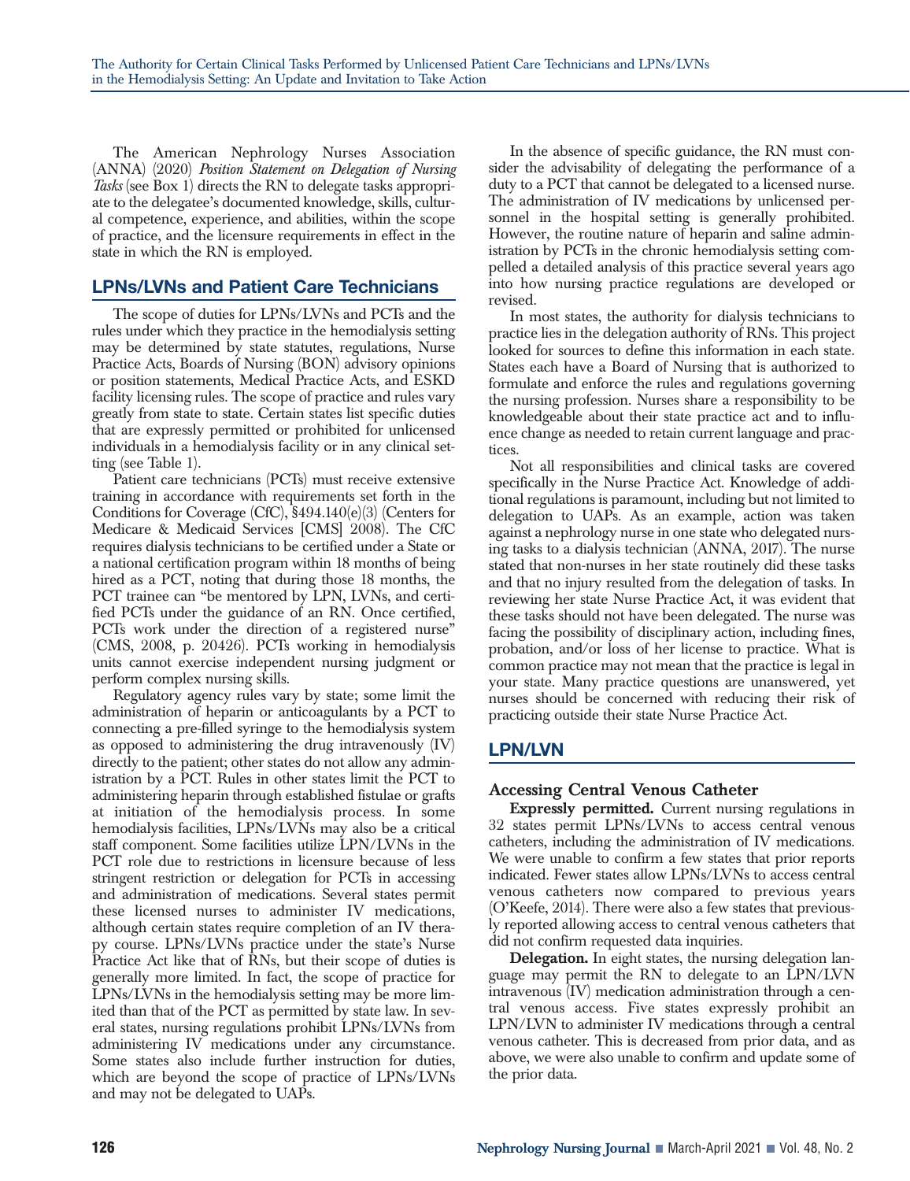The American Nephrology Nurses Association (ANNA) (2020) *Position Statement on Delegation of Nursing Tasks* (see Box 1) directs the RN to delegate tasks appropriate to the delegatee's documented knowledge, skills, cultural competence, experience, and abilities, within the scope of practice, and the licensure requirements in effect in the state in which the RN is employed.

## LPNs/LVNs and Patient Care Technicians

The scope of duties for LPNs/LVNs and PCTs and the rules under which they practice in the hemodialysis setting may be determined by state statutes, regulations, Nurse Practice Acts, Boards of Nursing (BON) advisory opinions or position statements, Medical Practice Acts, and ESKD facility licensing rules. The scope of practice and rules vary greatly from state to state. Certain states list specific duties that are expressly permitted or prohibited for unlicensed individuals in a hemodialysis facility or in any clinical setting (see Table 1).

Patient care technicians (PCTs) must receive extensive training in accordance with requirements set forth in the Conditions for Coverage (CfC), §494.140(e)(3) (Centers for Medicare & Medicaid Services [CMS] 2008). The CfC requires dialysis technicians to be certified under a State or a national certification program within 18 months of being hired as a PCT, noting that during those 18 months, the PCT trainee can "be mentored by LPN, LVNs, and certified PCTs under the guidance of an RN. Once certified, PCTs work under the direction of a registered nurse" (CMS, 2008, p. 20426). PCTs working in hemodialysis units cannot exercise independent nursing judgment or perform complex nursing skills.

Regulatory agency rules vary by state; some limit the administration of heparin or anticoagulants by a PCT to connecting a pre-filled syringe to the hemodialysis system as opposed to administering the drug intravenously (IV) directly to the patient; other states do not allow any administration by a PCT. Rules in other states limit the PCT to administering heparin through established fistulae or grafts at initiation of the hemodialysis process. In some hemodialysis facilities, LPNs/LVNs may also be a critical staff component. Some facilities utilize LPN/LVNs in the PCT role due to restrictions in licensure because of less stringent restriction or delegation for PCTs in accessing and administration of medications. Several states permit these licensed nurses to administer IV medications, although certain states require completion of an IV therapy course. LPNs/LVNs practice under the state's Nurse Practice Act like that of RNs, but their scope of duties is generally more limited. In fact, the scope of practice for LPNs/LVNs in the hemodialysis setting may be more limited than that of the PCT as permitted by state law. In several states, nursing regulations prohibit LPNs/LVNs from administering IV medications under any circumstance. Some states also include further instruction for duties, which are beyond the scope of practice of LPNs/LVNs and may not be delegated to UAPs.

In the absence of specific guidance, the RN must consider the advisability of delegating the performance of a duty to a PCT that cannot be delegated to a licensed nurse. The administration of IV medications by unlicensed personnel in the hospital setting is generally prohibited. However, the routine nature of heparin and saline administration by PCTs in the chronic hemodialysis setting compelled a detailed analysis of this practice several years ago into how nursing practice regulations are developed or revised.

In most states, the authority for dialysis technicians to practice lies in the delegation authority of RNs. This project looked for sources to define this information in each state. States each have a Board of Nursing that is authorized to formulate and enforce the rules and regulations governing the nursing profession. Nurses share a responsibility to be knowledgeable about their state practice act and to influence change as needed to retain current language and practices.

Not all responsibilities and clinical tasks are covered specifically in the Nurse Practice Act. Knowledge of additional regulations is paramount, including but not limited to delegation to UAPs. As an example, action was taken against a nephrology nurse in one state who delegated nursing tasks to a dialysis technician (ANNA, 2017). The nurse stated that non-nurses in her state routinely did these tasks and that no injury resulted from the delegation of tasks. In reviewing her state Nurse Practice Act, it was evident that these tasks should not have been delegated. The nurse was facing the possibility of disciplinary action, including fines, probation, and/or loss of her license to practice. What is common practice may not mean that the practice is legal in your state. Many practice questions are unanswered, yet nurses should be concerned with reducing their risk of practicing outside their state Nurse Practice Act.

## LPN/LVN

### Accessing Central Venous Catheter

**Expressly permitted.** Current nursing regulations in 32 states permit LPNs/LVNs to access central venous catheters, including the administration of IV medications. We were unable to confirm a few states that prior reports indicated. Fewer states allow LPNs/LVNs to access central venous catheters now compared to previous years (O'Keefe, 2014). There were also a few states that previously reported allowing access to central venous catheters that did not confirm requested data inquiries.

**Delegation.** In eight states, the nursing delegation language may permit the RN to delegate to an LPN/LVN intravenous (IV) medication administration through a central venous access. Five states expressly prohibit an LPN/LVN to administer IV medications through a central venous catheter. This is decreased from prior data, and as above, we were also unable to confirm and update some of the prior data.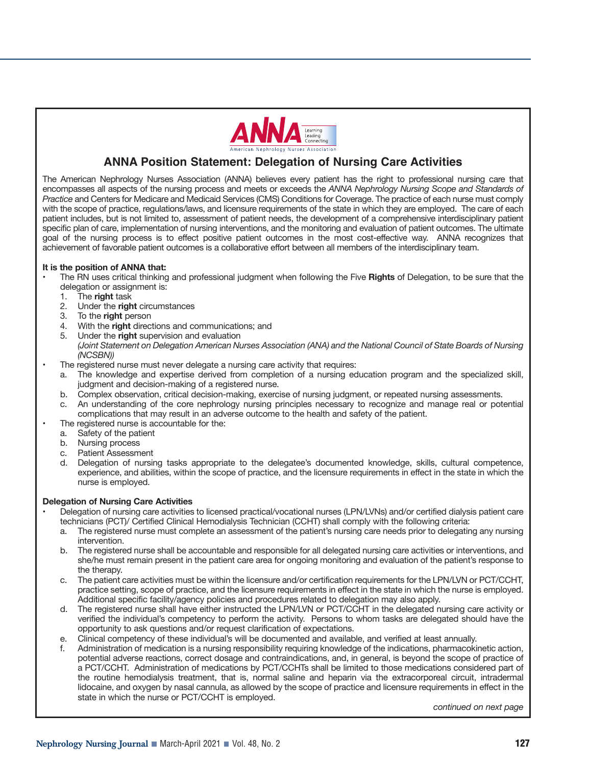# ANNA Position Statement: Delegation of Nursing Care Activities

The American Nephrology Nurses Association (ANNA) believes every patient has the right to professional nursing care that encompasses all aspects of the nursing process and meets or exceeds the *ANNA Nephrology Nursing Scope and Standards of Practice* and Centers for Medicare and Medicaid Services (CMS) Conditions for Coverage. The practice of each nurse must comply with the scope of practice, regulations/laws, and licensure requirements of the state in which they are employed. The care of each patient includes, but is not limited to, assessment of patient needs, the development of a comprehensive interdisciplinary patient specific plan of care, implementation of nursing interventions, and the monitoring and evaluation of patient outcomes. The ultimate goal of the nursing process is to effect positive patient outcomes in the most cost-effective way. ANNA recognizes that achievement of favorable patient outcomes is a collaborative effort between all members of the interdisciplinary team.

**It is the position of ANNA that:**

- The RN uses critical thinking and professional judgment when following the Five **Rights** of Delegation, to be sure that the delegation or assignment is:
  1. The **right** task
  2. Under the **right** circumstances
  3. To the **right** person
  4. With the **right** directions and communications; and
  5. Under the **right** supervision and evaluation

     *(Joint Statement on Delegation American Nurses Association (ANA) and the National Council of State Boards of Nursing (NCSBN))*
- The registered nurse must never delegate a nursing care activity that requires:
  a. The knowledge and expertise derived from completion of a nursing education program and the specialized skill, judgment and decision-making of a registered nurse.
  b. Complex observation, critical decision-making, exercise of nursing judgment, or repeated nursing assessments.
  c. An understanding of the core nephrology nursing principles necessary to recognize and manage real or potential complications that may result in an adverse outcome to the health and safety of the patient.
- The registered nurse is accountable for the:
  a. Safety of the patient
  b. Nursing process
  c. Patient Assessment
  d. Delegation of nursing tasks appropriate to the delegatee's documented knowledge, skills, cultural competence, experience, and abilities, within the scope of practice, and the licensure requirements in effect in the state in which the nurse is employed.

**Delegation of Nursing Care Activities**

- Delegation of nursing care activities to licensed practical/vocational nurses (LPN/LVNs) and/or certified dialysis patient care technicians (PCT)/ Certified Clinical Hemodialysis Technician (CCHT) shall comply with the following criteria:
  a. The registered nurse must complete an assessment of the patient's nursing care needs prior to delegating any nursing intervention.
  b. The registered nurse shall be accountable and responsible for all delegated nursing care activities or interventions, and she/he must remain present in the patient care area for ongoing monitoring and evaluation of the patient's response to the therapy.
  c. The patient care activities must be within the licensure and/or certification requirements for the LPN/LVN or PCT/CCHT, practice setting, scope of practice, and the licensure requirements in effect in the state in which the nurse is employed. Additional specific facility/agency policies and procedures related to delegation may also apply.
  d. The registered nurse shall have either instructed the LPN/LVN or PCT/CCHT in the delegated nursing care activity or verified the individual's competency to perform the activity. Persons to whom tasks are delegated should have the opportunity to ask questions and/or request clarification of expectations.
  e. Clinical competency of these individual's will be documented and available, and verified at least annually.
  f. Administration of medication is a nursing responsibility requiring knowledge of the indications, pharmacokinetic action, potential adverse reactions, correct dosage and contraindications, and, in general, is beyond the scope of practice of a PCT/CCHT. Administration of medications by PCT/CCHTs shall be limited to those medications considered part of the routine hemodialysis treatment, that is, normal saline and heparin via the extracorporeal circuit, intradermal lidocaine, and oxygen by nasal cannula, as allowed by the scope of practice and licensure requirements in effect in the state in which the nurse or PCT/CCHT is employed.

*continued on next page*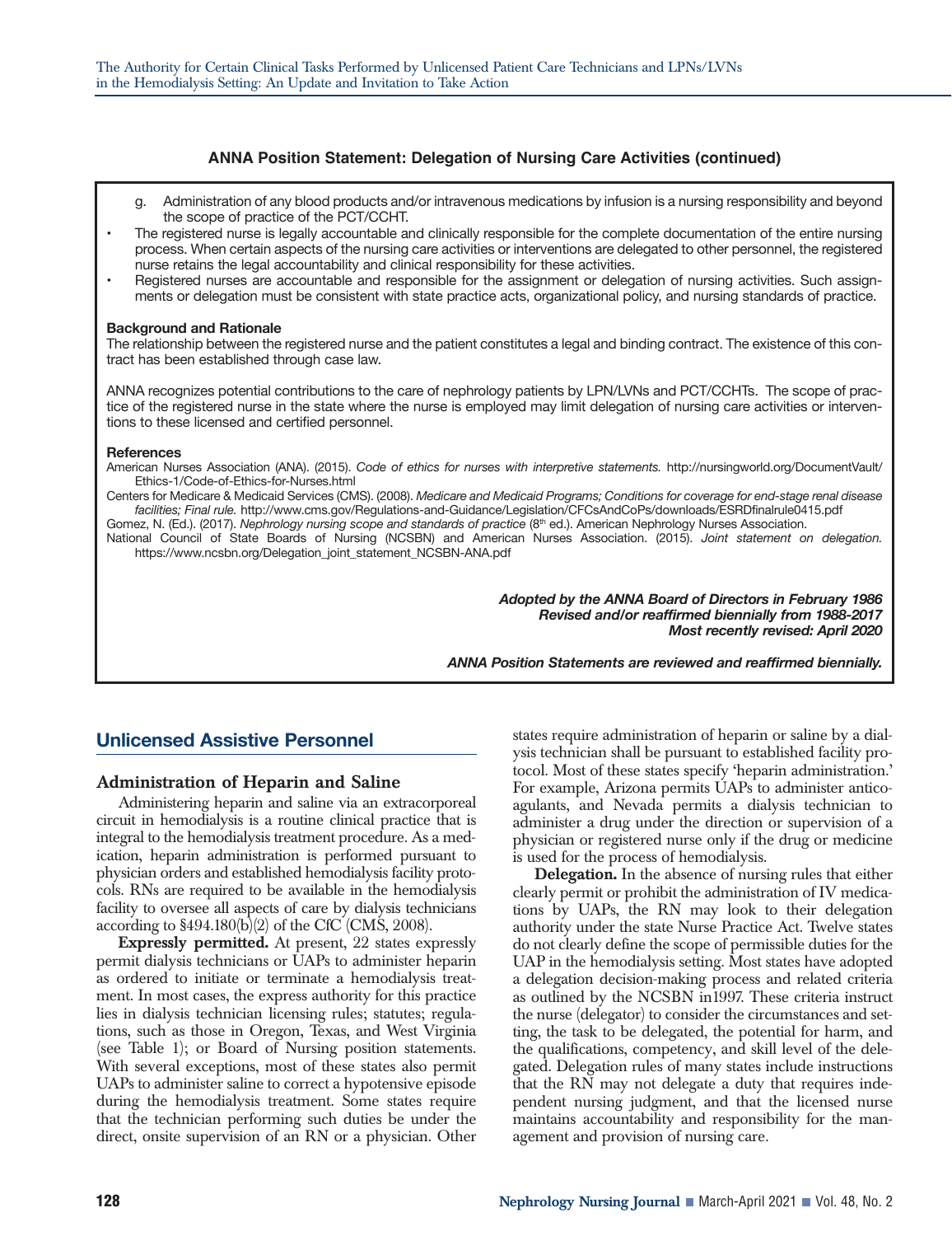### ANNA Position Statement: Delegation of Nursing Care Activities (continued)

g. Administration of any blood products and/or intravenous medications by infusion is a nursing responsibility and beyond the scope of practice of the PCT/CCHT.

- The registered nurse is legally accountable and clinically responsible for the complete documentation of the entire nursing process. When certain aspects of the nursing care activities or interventions are delegated to other personnel, the registered nurse retains the legal accountability and clinical responsibility for these activities.
- Registered nurses are accountable and responsible for the assignment or delegation of nursing activities. Such assignments or delegation must be consistent with state practice acts, organizational policy, and nursing standards of practice.

**Background and Rationale**

The relationship between the registered nurse and the patient constitutes a legal and binding contract. The existence of this contract has been established through case law.

ANNA recognizes potential contributions to the care of nephrology patients by LPN/LVNs and PCT/CCHTs. The scope of practice of the registered nurse in the state where the nurse is employed may limit delegation of nursing care activities or interventions to these licensed and certified personnel.

**References**

American Nurses Association (ANA). (2015). *Code of ethics for nurses with interpretive statements.* http://nursingworld.org/DocumentVault/Ethics-1/Code-of-Ethics-for-Nurses.html

Centers for Medicare & Medicaid Services (CMS). (2008). *Medicare and Medicaid Programs; Conditions for coverage for end-stage renal disease facilities; Final rule.* http://www.cms.gov/Regulations-and-Guidance/Legislation/CFCsAndCoPs/downloads/ESRDfinalrule0415.pdf

Gomez, N. (Ed.). (2017). *Nephrology nursing scope and standards of practice* (8th ed.). American Nephrology Nurses Association.

National Council of State Boards of Nursing (NCSBN) and American Nurses Association. (2015). *Joint statement on delegation.* https://www.ncsbn.org/Delegation_joint_statement_NCSBN-ANA.pdf

***Adopted by the ANNA Board of Directors in February 1986***
***Revised and/or reaffirmed biennially from 1988-2017***
***Most recently revised: April 2020***

***ANNA Position Statements are reviewed and reaffirmed biennially.***

## Unlicensed Assistive Personnel

### Administration of Heparin and Saline

Administering heparin and saline via an extracorporeal circuit in hemodialysis is a routine clinical practice that is integral to the hemodialysis treatment procedure. As a medication, heparin administration is performed pursuant to physician orders and established hemodialysis facility protocols. RNs are required to be available in the hemodialysis facility to oversee all aspects of care by dialysis technicians according to §494.180(b)(2) of the CfC (CMS, 2008).

**Expressly permitted.** At present, 22 states expressly permit dialysis technicians or UAPs to administer heparin as ordered to initiate or terminate a hemodialysis treatment. In most cases, the express authority for this practice lies in dialysis technician licensing rules; statutes; regulations, such as those in Oregon, Texas, and West Virginia (see Table 1); or Board of Nursing position statements. With several exceptions, most of these states also permit UAPs to administer saline to correct a hypotensive episode during the hemodialysis treatment. Some states require that the technician performing such duties be under the direct, onsite supervision of an RN or a physician. Other states require administration of heparin or saline by a dialysis technician shall be pursuant to established facility protocol. Most of these states specify 'heparin administration.' For example, Arizona permits UAPs to administer anticoagulants, and Nevada permits a dialysis technician to administer a drug under the direction or supervision of a physician or registered nurse only if the drug or medicine is used for the process of hemodialysis.

**Delegation.** In the absence of nursing rules that either clearly permit or prohibit the administration of IV medications by UAPs, the RN may look to their delegation authority under the state Nurse Practice Act. Twelve states do not clearly define the scope of permissible duties for the UAP in the hemodialysis setting. Most states have adopted a delegation decision-making process and related criteria as outlined by the NCSBN in1997. These criteria instruct the nurse (delegator) to consider the circumstances and setting, the task to be delegated, the potential for harm, and the qualifications, competency, and skill level of the delegated. Delegation rules of many states include instructions that the RN may not delegate a duty that requires independent nursing judgment, and that the licensed nurse maintains accountability and responsibility for the management and provision of nursing care.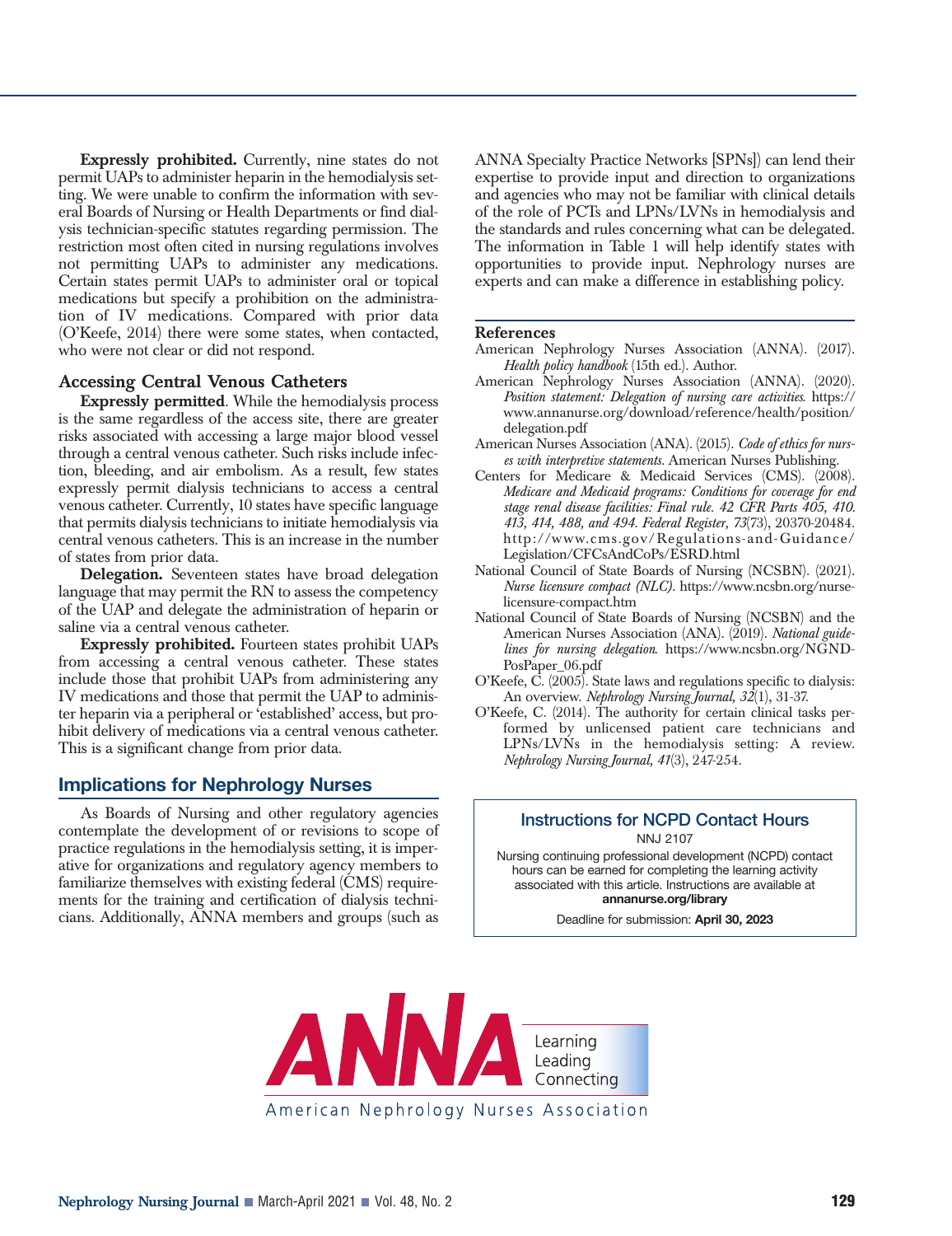**Expressly prohibited.** Currently, nine states do not permit UAPs to administer heparin in the hemodialysis setting. We were unable to confirm the information with several Boards of Nursing or Health Departments or find dialysis technician-specific statutes regarding permission. The restriction most often cited in nursing regulations involves not permitting UAPs to administer any medications. Certain states permit UAPs to administer oral or topical medications but specify a prohibition on the administration of IV medications. Compared with prior data (O'Keefe, 2014) there were some states, when contacted, who were not clear or did not respond.

### Accessing Central Venous Catheters

**Expressly permitted**. While the hemodialysis process is the same regardless of the access site, there are greater risks associated with accessing a large major blood vessel through a central venous catheter. Such risks include infection, bleeding, and air embolism. As a result, few states expressly permit dialysis technicians to access a central venous catheter. Currently, 10 states have specific language that permits dialysis technicians to initiate hemodialysis via central venous catheters. This is an increase in the number of states from prior data.

**Delegation.** Seventeen states have broad delegation language that may permit the RN to assess the competency of the UAP and delegate the administration of heparin or saline via a central venous catheter.

**Expressly prohibited.** Fourteen states prohibit UAPs from accessing a central venous catheter. These states include those that prohibit UAPs from administering any IV medications and those that permit the UAP to administer heparin via a peripheral or 'established' access, but prohibit delivery of medications via a central venous catheter. This is a significant change from prior data.

## Implications for Nephrology Nurses

As Boards of Nursing and other regulatory agencies contemplate the development of or revisions to scope of practice regulations in the hemodialysis setting, it is imperative for organizations and regulatory agency members to familiarize themselves with existing federal (CMS) requirements for the training and certification of dialysis technicians. Additionally, ANNA members and groups (such as ANNA Specialty Practice Networks [SPNs]) can lend their expertise to provide input and direction to organizations and agencies who may not be familiar with clinical details of the role of PCTs and LPNs/LVNs in hemodialysis and the standards and rules concerning what can be delegated. The information in Table 1 will help identify states with opportunities to provide input. Nephrology nurses are experts and can make a difference in establishing policy.

### References

American Nephrology Nurses Association (ANNA). (2017). *Health policy handbook* (15th ed.). Author.

American Nephrology Nurses Association (ANNA). (2020). *Position statement: Delegation of nursing care activities*. https://www.annanurse.org/download/reference/health/position/delegation.pdf

American Nurses Association (ANA). (2015). *Code of ethics for nurses with interpretive statements.* American Nurses Publishing.

Centers for Medicare & Medicaid Services (CMS). (2008). *Medicare and Medicaid programs: Conditions for coverage for end stage renal disease facilities: Final rule. 42 CFR Parts 405, 410. 413, 414, 488, and 494. Federal Register, 73*(73), 20370-20484. http://www.cms.gov/Regulations-and-Guidance/Legislation/CFCsAndCoPs/ESRD.html

National Council of State Boards of Nursing (NCSBN). (2021). *Nurse licensure compact (NLC)*. https://www.ncsbn.org/nurse-licensure-compact.htm

National Council of State Boards of Nursing (NCSBN) and the American Nurses Association (ANA). (2019). *National guidelines for nursing delegation.* https://www.ncsbn.org/NGND-PosPaper_06.pdf

O'Keefe, C. (2005). State laws and regulations specific to dialysis: An overview. *Nephrology Nursing Journal, 32*(1), 31-37.

O'Keefe, C. (2014). The authority for certain clinical tasks performed by unlicensed patient care technicians and LPNs/LVNs in the hemodialysis setting: A review. *Nephrology Nursing Journal, 41*(3), 247-254.

### Instructions for NCPD Contact Hours

NNJ 2107

Nursing continuing professional development (NCPD) contact hours can be earned for completing the learning activity associated with this article. Instructions are available at **annanurse.org/library**

Deadline for submission: **April 30, 2023**

ANNA Learning Leading Connecting

American Nephrology Nurses Association